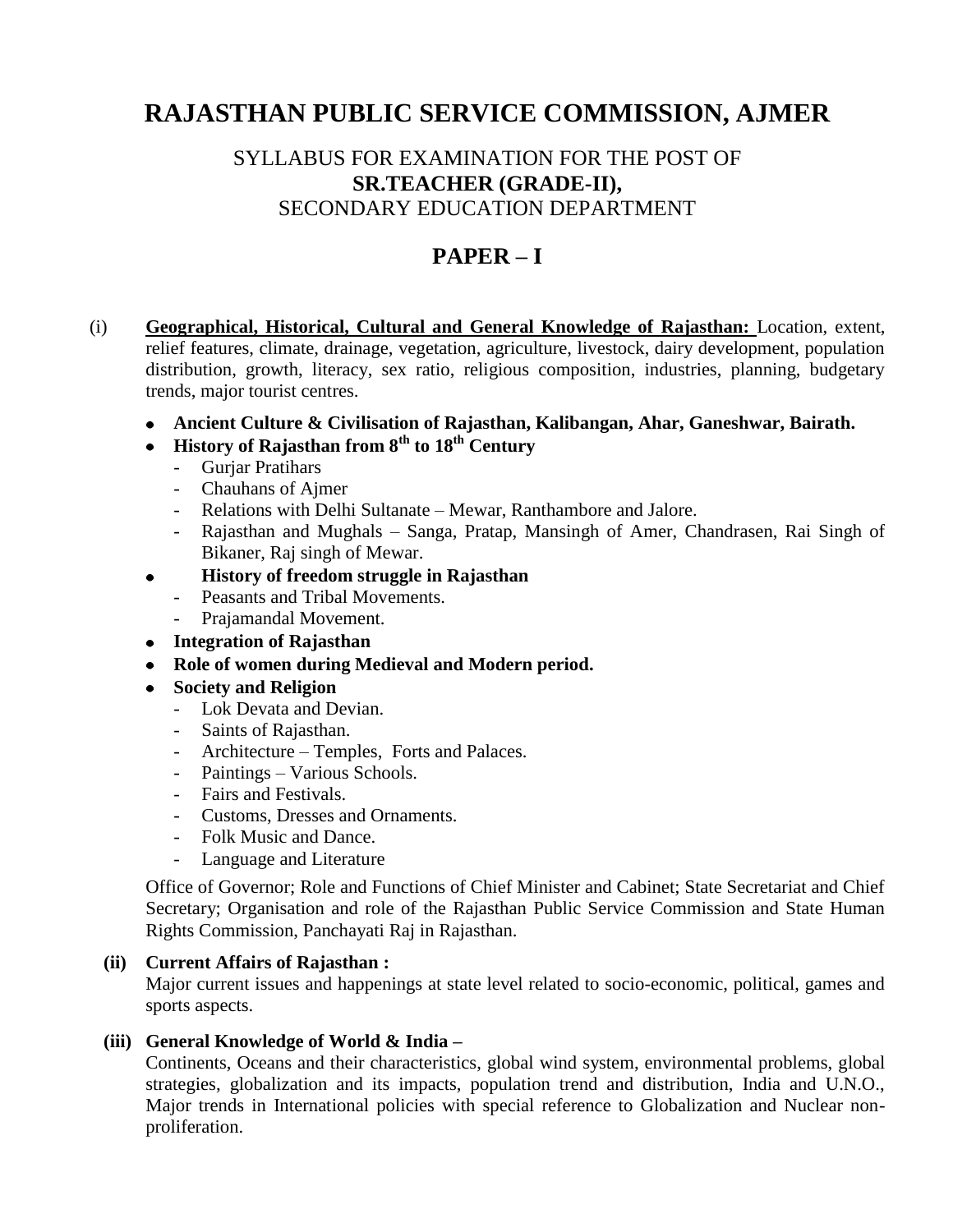# RAJASTHAN PUBLIC SERVICE COMMISSION, AJMER

## SYLLABUS FOR EXAMINATION FOR THE POST OF **SR.TEACHER (GRADE-II),** SECONDARY EDUCATION DEPARTMENT

## PAPER – I

(i) **Geographical, Historical, Cultural and General Knowledge of Rajasthan:** Location, extent, relief features, climate, drainage, vegetation, agriculture, livestock, dairy development, population distribution, growth, literacy, sex ratio, religious composition, industries, planning, budgetary trends, major tourist centres.

- **Ancient Culture & Civilisation of Rajasthan, Kalibangan, Ahar, Ganeshwar, Bairath.**
- **History of Rajasthan from 8th to 18th Century**
  - Gurjar Pratihars
  - Chauhans of Ajmer
  - Relations with Delhi Sultanate – Mewar, Ranthambore and Jalore.
  - Rajasthan and Mughals – Sanga, Pratap, Mansingh of Amer, Chandrasen, Rai Singh of Bikaner, Raj singh of Mewar.
- **History of freedom struggle in Rajasthan**
  - Peasants and Tribal Movements.
  - Prajamandal Movement.
- **Integration of Rajasthan**
- **Role of women during Medieval and Modern period.**
- **Society and Religion**
  - Lok Devata and Devian.
  - Saints of Rajasthan.
  - Architecture – Temples, Forts and Palaces.
  - Paintings – Various Schools.
  - Fairs and Festivals.
  - Customs, Dresses and Ornaments.
  - Folk Music and Dance.
  - Language and Literature

Office of Governor; Role and Functions of Chief Minister and Cabinet; State Secretariat and Chief Secretary; Organisation and role of the Rajasthan Public Service Commission and State Human Rights Commission, Panchayati Raj in Rajasthan.

**(ii) Current Affairs of Rajasthan :**

Major current issues and happenings at state level related to socio-economic, political, games and sports aspects.

**(iii) General Knowledge of World & India –**

Continents, Oceans and their characteristics, global wind system, environmental problems, global strategies, globalization and its impacts, population trend and distribution, India and U.N.O., Major trends in International policies with special reference to Globalization and Nuclear non-proliferation.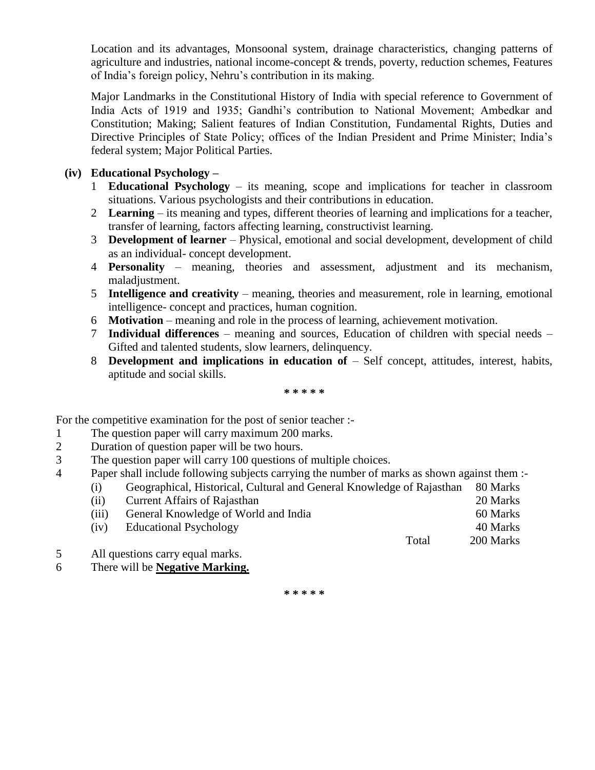Location and its advantages, Monsoonal system, drainage characteristics, changing patterns of agriculture and industries, national income-concept & trends, poverty, reduction schemes, Features of India's foreign policy, Nehru's contribution in its making.

Major Landmarks in the Constitutional History of India with special reference to Government of India Acts of 1919 and 1935; Gandhi's contribution to National Movement; Ambedkar and Constitution; Making; Salient features of Indian Constitution, Fundamental Rights, Duties and Directive Principles of State Policy; offices of the Indian President and Prime Minister; India's federal system; Major Political Parties.

**(iv) Educational Psychology –**

1. **Educational Psychology** – its meaning, scope and implications for teacher in classroom situations. Various psychologists and their contributions in education.
2. **Learning** – its meaning and types, different theories of learning and implications for a teacher, transfer of learning, factors affecting learning, constructivist learning.
3. **Development of learner** – Physical, emotional and social development, development of child as an individual- concept development.
4. **Personality** – meaning, theories and assessment, adjustment and its mechanism, maladjustment.
5. **Intelligence and creativity** – meaning, theories and measurement, role in learning, emotional intelligence- concept and practices, human cognition.
6. **Motivation** – meaning and role in the process of learning, achievement motivation.
7. **Individual differences** – meaning and sources, Education of children with special needs – Gifted and talented students, slow learners, delinquency.
8. **Development and implications in education of** – Self concept, attitudes, interest, habits, aptitude and social skills.

\* \* \* \* \*

For the competitive examination for the post of senior teacher :-

1. The question paper will carry maximum 200 marks.
2. Duration of question paper will be two hours.
3. The question paper will carry 100 questions of multiple choices.
4. Paper shall include following subjects carrying the number of marks as shown against them :-

| | | |
|---|---|---|
| (i) | Geographical, Historical, Cultural and General Knowledge of Rajasthan | 80 Marks |
| (ii) | Current Affairs of Rajasthan | 20 Marks |
| (iii) | General Knowledge of World and India | 60 Marks |
| (iv) | Educational Psychology | 40 Marks |
| | Total | 200 Marks |

5. All questions carry equal marks.
6. There will be **<u>Negative Marking.</u>**

\* \* \* \* \*